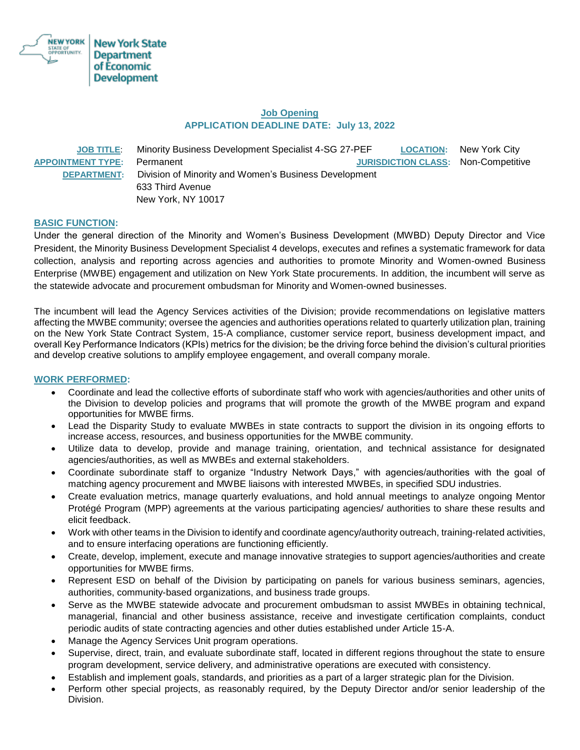New York State Department of Economic Development

## Job Opening

**APPLICATION DEADLINE DATE: July 13, 2022**

**JOB TITLE**: Minority Business Development Specialist 4-SG 27-PEF

**LOCATION:** New York City

**APPOINTMENT TYPE:** Permanent

**JURISDICTION CLASS:** Non-Competitive

**DEPARTMENT:** Division of Minority and Women's Business Development
633 Third Avenue
New York, NY 10017

### BASIC FUNCTION:

Under the general direction of the Minority and Women's Business Development (MWBD) Deputy Director and Vice President, the Minority Business Development Specialist 4 develops, executes and refines a systematic framework for data collection, analysis and reporting across agencies and authorities to promote Minority and Women-owned Business Enterprise (MWBE) engagement and utilization on New York State procurements. In addition, the incumbent will serve as the statewide advocate and procurement ombudsman for Minority and Women-owned businesses.

The incumbent will lead the Agency Services activities of the Division; provide recommendations on legislative matters affecting the MWBE community; oversee the agencies and authorities operations related to quarterly utilization plan, training on the New York State Contract System, 15-A compliance, customer service report, business development impact, and overall Key Performance Indicators (KPIs) metrics for the division; be the driving force behind the division's cultural priorities and develop creative solutions to amplify employee engagement, and overall company morale.

### WORK PERFORMED:

- Coordinate and lead the collective efforts of subordinate staff who work with agencies/authorities and other units of the Division to develop policies and programs that will promote the growth of the MWBE program and expand opportunities for MWBE firms.
- Lead the Disparity Study to evaluate MWBEs in state contracts to support the division in its ongoing efforts to increase access, resources, and business opportunities for the MWBE community.
- Utilize data to develop, provide and manage training, orientation, and technical assistance for designated agencies/authorities, as well as MWBEs and external stakeholders.
- Coordinate subordinate staff to organize "Industry Network Days," with agencies/authorities with the goal of matching agency procurement and MWBE liaisons with interested MWBEs, in specified SDU industries.
- Create evaluation metrics, manage quarterly evaluations, and hold annual meetings to analyze ongoing Mentor Protégé Program (MPP) agreements at the various participating agencies/ authorities to share these results and elicit feedback.
- Work with other teams in the Division to identify and coordinate agency/authority outreach, training-related activities, and to ensure interfacing operations are functioning efficiently.
- Create, develop, implement, execute and manage innovative strategies to support agencies/authorities and create opportunities for MWBE firms.
- Represent ESD on behalf of the Division by participating on panels for various business seminars, agencies, authorities, community-based organizations, and business trade groups.
- Serve as the MWBE statewide advocate and procurement ombudsman to assist MWBEs in obtaining technical, managerial, financial and other business assistance, receive and investigate certification complaints, conduct periodic audits of state contracting agencies and other duties established under Article 15-A.
- Manage the Agency Services Unit program operations.
- Supervise, direct, train, and evaluate subordinate staff, located in different regions throughout the state to ensure program development, service delivery, and administrative operations are executed with consistency.
- Establish and implement goals, standards, and priorities as a part of a larger strategic plan for the Division.
- Perform other special projects, as reasonably required, by the Deputy Director and/or senior leadership of the Division.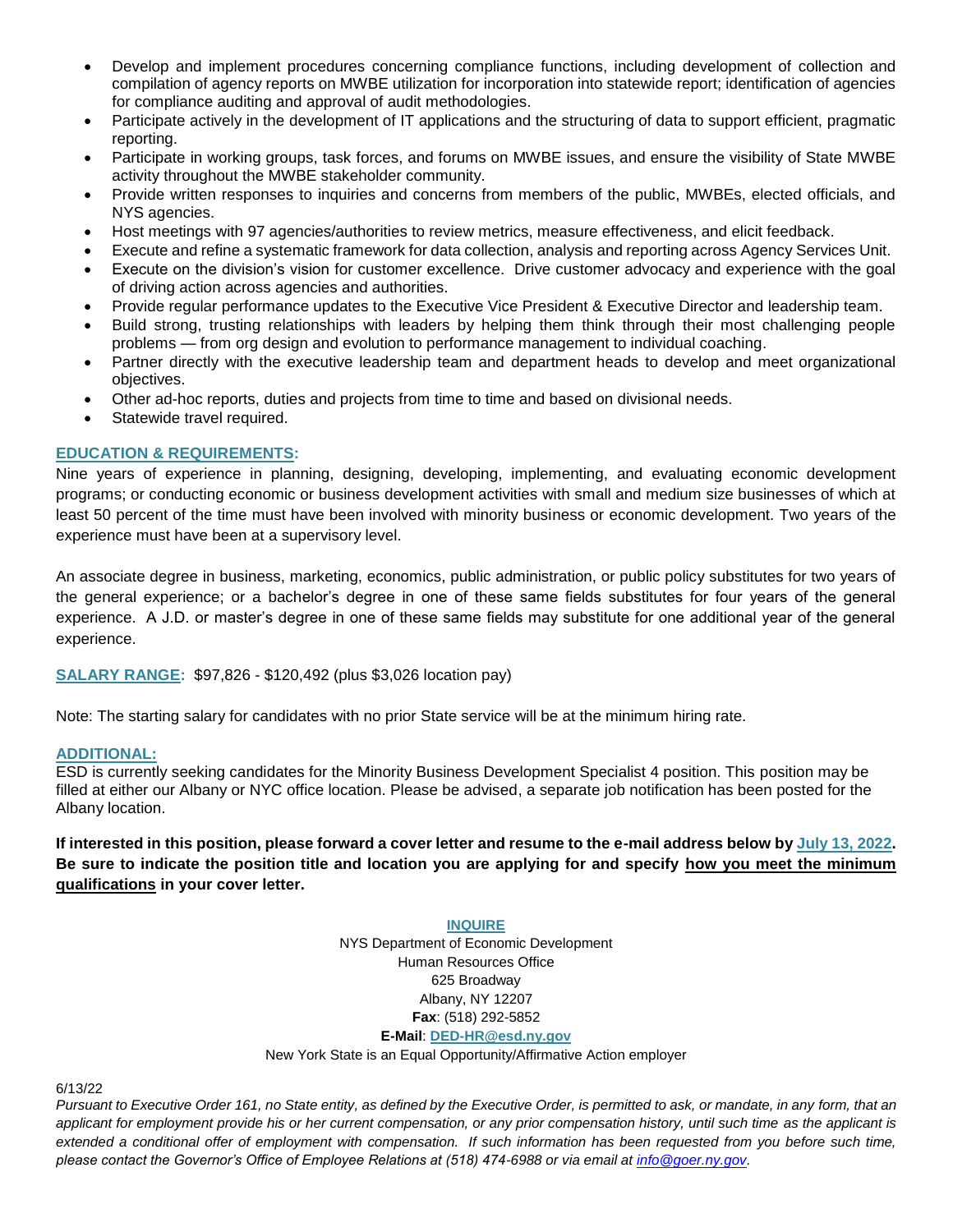- Develop and implement procedures concerning compliance functions, including development of collection and compilation of agency reports on MWBE utilization for incorporation into statewide report; identification of agencies for compliance auditing and approval of audit methodologies.
- Participate actively in the development of IT applications and the structuring of data to support efficient, pragmatic reporting.
- Participate in working groups, task forces, and forums on MWBE issues, and ensure the visibility of State MWBE activity throughout the MWBE stakeholder community.
- Provide written responses to inquiries and concerns from members of the public, MWBEs, elected officials, and NYS agencies.
- Host meetings with 97 agencies/authorities to review metrics, measure effectiveness, and elicit feedback.
- Execute and refine a systematic framework for data collection, analysis and reporting across Agency Services Unit.
- Execute on the division's vision for customer excellence. Drive customer advocacy and experience with the goal of driving action across agencies and authorities.
- Provide regular performance updates to the Executive Vice President & Executive Director and leadership team.
- Build strong, trusting relationships with leaders by helping them think through their most challenging people problems — from org design and evolution to performance management to individual coaching.
- Partner directly with the executive leadership team and department heads to develop and meet organizational objectives.
- Other ad-hoc reports, duties and projects from time to time and based on divisional needs.
- Statewide travel required.

## EDUCATION & REQUIREMENTS:

Nine years of experience in planning, designing, developing, implementing, and evaluating economic development programs; or conducting economic or business development activities with small and medium size businesses of which at least 50 percent of the time must have been involved with minority business or economic development. Two years of the experience must have been at a supervisory level.

An associate degree in business, marketing, economics, public administration, or public policy substitutes for two years of the general experience; or a bachelor's degree in one of these same fields substitutes for four years of the general experience. A J.D. or master's degree in one of these same fields may substitute for one additional year of the general experience.

**SALARY RANGE:** $97,826 - $120,492 (plus $3,026 location pay)

Note: The starting salary for candidates with no prior State service will be at the minimum hiring rate.

## ADDITIONAL:

ESD is currently seeking candidates for the Minority Business Development Specialist 4 position. This position may be filled at either our Albany or NYC office location. Please be advised, a separate job notification has been posted for the Albany location.

**If interested in this position, please forward a cover letter and resume to the e-mail address below by July 13, 2022. Be sure to indicate the position title and location you are applying for and specify how you meet the minimum qualifications in your cover letter.**

**INQUIRE**

NYS Department of Economic Development
Human Resources Office
625 Broadway
Albany, NY 12207
**Fax**: (518) 292-5852
**E-Mail**: **DED-HR@esd.ny.gov**
New York State is an Equal Opportunity/Affirmative Action employer

6/13/22

*Pursuant to Executive Order 161, no State entity, as defined by the Executive Order, is permitted to ask, or mandate, in any form, that an applicant for employment provide his or her current compensation, or any prior compensation history, until such time as the applicant is extended a conditional offer of employment with compensation. If such information has been requested from you before such time, please contact the Governor's Office of Employee Relations at (518) 474-6988 or via email at info@goer.ny.gov.*